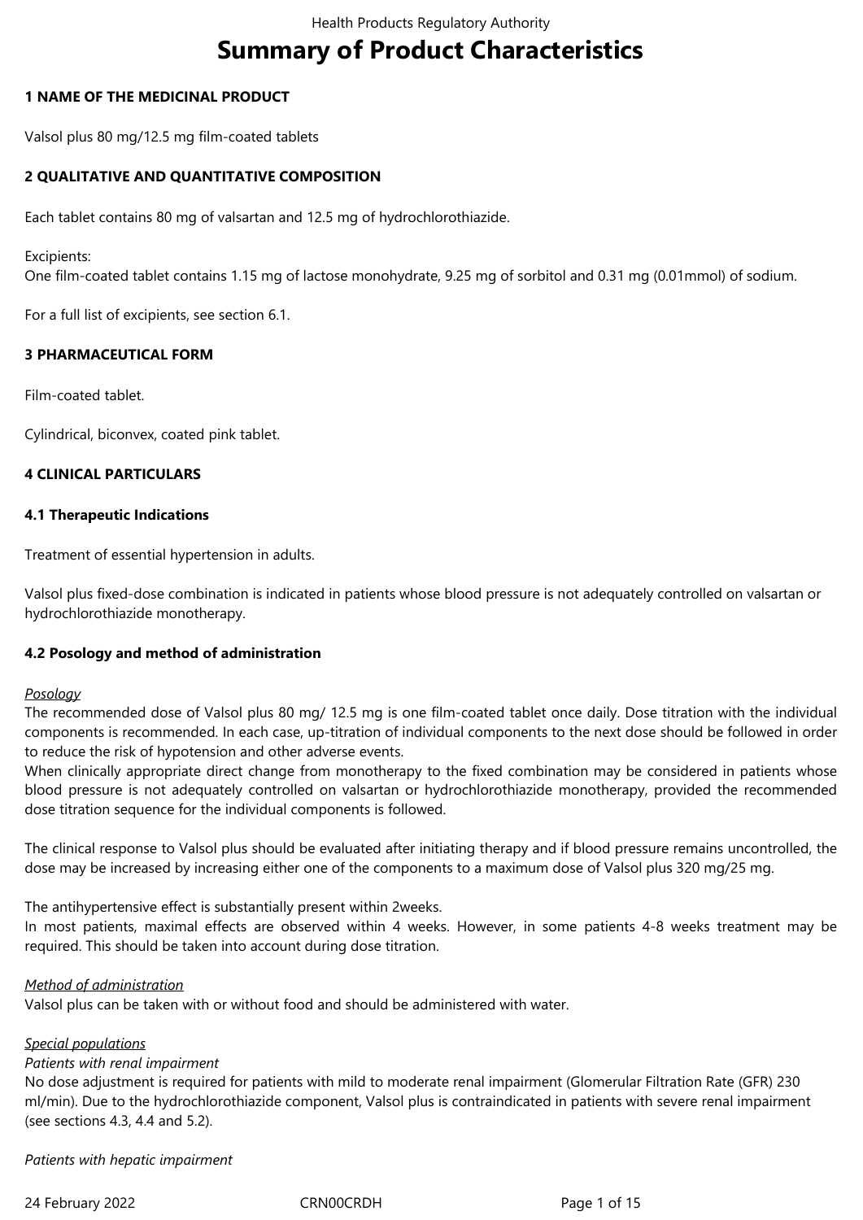# Summary of Product Characteristics

## 1 NAME OF THE MEDICINAL PRODUCT

Valsol plus 80 mg/12.5 mg film-coated tablets

## 2 QUALITATIVE AND QUANTITATIVE COMPOSITION

Each tablet contains 80 mg of valsartan and 12.5 mg of hydrochlorothiazide.

Excipients:
One film-coated tablet contains 1.15 mg of lactose monohydrate, 9.25 mg of sorbitol and 0.31 mg (0.01mmol) of sodium.

For a full list of excipients, see section 6.1.

## 3 PHARMACEUTICAL FORM

Film-coated tablet.

Cylindrical, biconvex, coated pink tablet.

## 4 CLINICAL PARTICULARS

### 4.1 Therapeutic Indications

Treatment of essential hypertension in adults.

Valsol plus fixed-dose combination is indicated in patients whose blood pressure is not adequately controlled on valsartan or hydrochlorothiazide monotherapy.

### 4.2 Posology and method of administration

*Posology*
The recommended dose of Valsol plus 80 mg/ 12.5 mg is one film-coated tablet once daily. Dose titration with the individual components is recommended. In each case, up-titration of individual components to the next dose should be followed in order to reduce the risk of hypotension and other adverse events.
When clinically appropriate direct change from monotherapy to the fixed combination may be considered in patients whose blood pressure is not adequately controlled on valsartan or hydrochlorothiazide monotherapy, provided the recommended dose titration sequence for the individual components is followed.

The clinical response to Valsol plus should be evaluated after initiating therapy and if blood pressure remains uncontrolled, the dose may be increased by increasing either one of the components to a maximum dose of Valsol plus 320 mg/25 mg.

The antihypertensive effect is substantially present within 2weeks.
In most patients, maximal effects are observed within 4 weeks. However, in some patients 4-8 weeks treatment may be required. This should be taken into account during dose titration.

*Method of administration*
Valsol plus can be taken with or without food and should be administered with water.

*Special populations*
*Patients with renal impairment*
No dose adjustment is required for patients with mild to moderate renal impairment (Glomerular Filtration Rate (GFR) 230 ml/min). Due to the hydrochlorothiazide component, Valsol plus is contraindicated in patients with severe renal impairment (see sections 4.3, 4.4 and 5.2).

*Patients with hepatic impairment*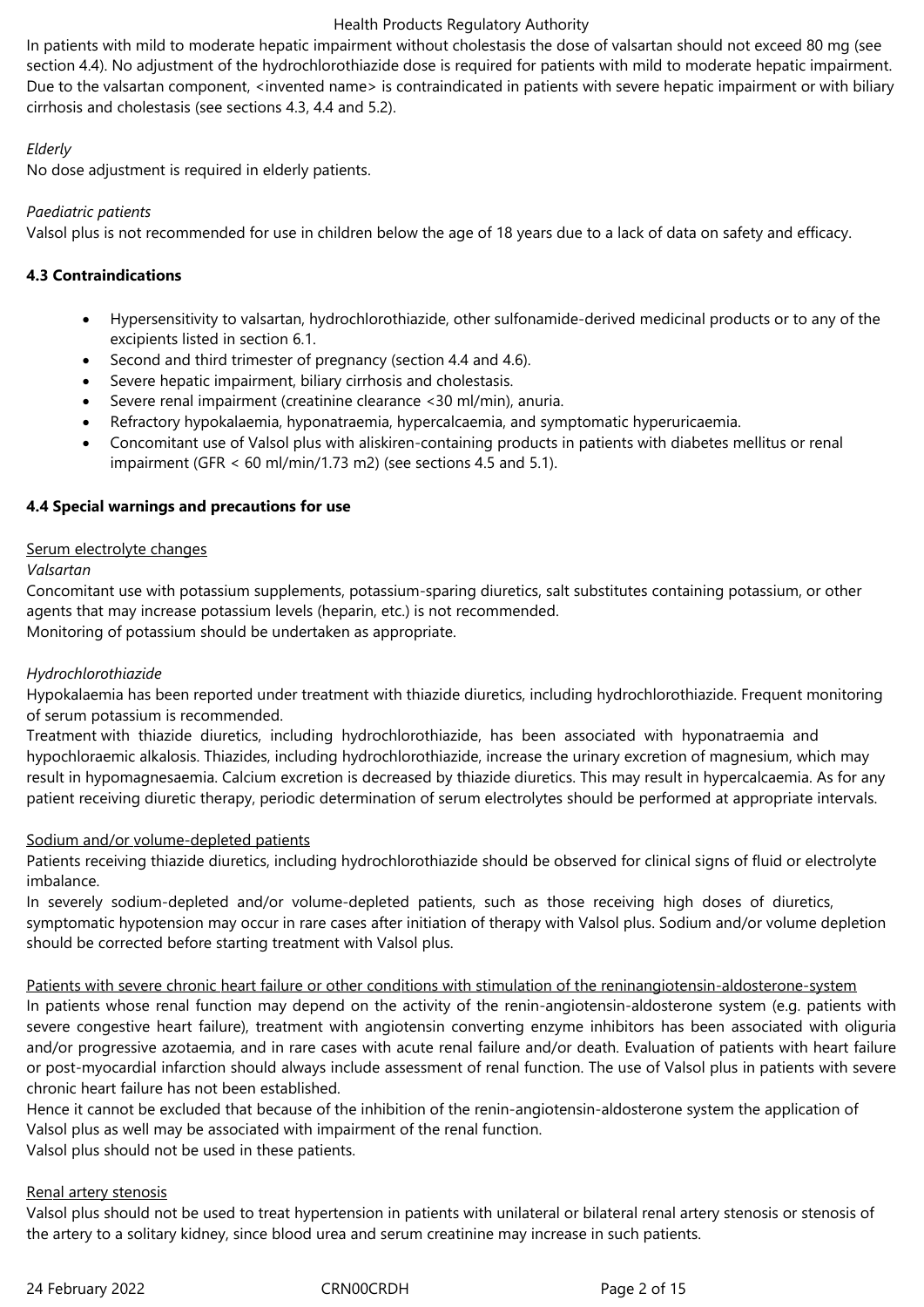In patients with mild to moderate hepatic impairment without cholestasis the dose of valsartan should not exceed 80 mg (see section 4.4). No adjustment of the hydrochlorothiazide dose is required for patients with mild to moderate hepatic impairment. Due to the valsartan component, <invented name> is contraindicated in patients with severe hepatic impairment or with biliary cirrhosis and cholestasis (see sections 4.3, 4.4 and 5.2).

*Elderly*

No dose adjustment is required in elderly patients.

*Paediatric patients*

Valsol plus is not recommended for use in children below the age of 18 years due to a lack of data on safety and efficacy.

**4.3 Contraindications**

- Hypersensitivity to valsartan, hydrochlorothiazide, other sulfonamide-derived medicinal products or to any of the excipients listed in section 6.1.
- Second and third trimester of pregnancy (section 4.4 and 4.6).
- Severe hepatic impairment, biliary cirrhosis and cholestasis.
- Severe renal impairment (creatinine clearance <30 ml/min), anuria.
- Refractory hypokalaemia, hyponatraemia, hypercalcaemia, and symptomatic hyperuricaemia.
- Concomitant use of Valsol plus with aliskiren-containing products in patients with diabetes mellitus or renal impairment (GFR < 60 ml/min/1.73 m2) (see sections 4.5 and 5.1).

**4.4 Special warnings and precautions for use**

Serum electrolyte changes

*Valsartan*

Concomitant use with potassium supplements, potassium-sparing diuretics, salt substitutes containing potassium, or other agents that may increase potassium levels (heparin, etc.) is not recommended.
Monitoring of potassium should be undertaken as appropriate.

*Hydrochlorothiazide*

Hypokalaemia has been reported under treatment with thiazide diuretics, including hydrochlorothiazide. Frequent monitoring of serum potassium is recommended.
Treatment with thiazide diuretics, including hydrochlorothiazide, has been associated with hyponatraemia and hypochloraemic alkalosis. Thiazides, including hydrochlorothiazide, increase the urinary excretion of magnesium, which may result in hypomagnesaemia. Calcium excretion is decreased by thiazide diuretics. This may result in hypercalcaemia. As for any patient receiving diuretic therapy, periodic determination of serum electrolytes should be performed at appropriate intervals.

Sodium and/or volume-depleted patients

Patients receiving thiazide diuretics, including hydrochlorothiazide should be observed for clinical signs of fluid or electrolyte imbalance.
In severely sodium-depleted and/or volume-depleted patients, such as those receiving high doses of diuretics, symptomatic hypotension may occur in rare cases after initiation of therapy with Valsol plus. Sodium and/or volume depletion should be corrected before starting treatment with Valsol plus.

Patients with severe chronic heart failure or other conditions with stimulation of the reninangiotensin-aldosterone-system

In patients whose renal function may depend on the activity of the renin-angiotensin-aldosterone system (e.g. patients with severe congestive heart failure), treatment with angiotensin converting enzyme inhibitors has been associated with oliguria and/or progressive azotaemia, and in rare cases with acute renal failure and/or death. Evaluation of patients with heart failure or post-myocardial infarction should always include assessment of renal function. The use of Valsol plus in patients with severe chronic heart failure has not been established.
Hence it cannot be excluded that because of the inhibition of the renin-angiotensin-aldosterone system the application of Valsol plus as well may be associated with impairment of the renal function.
Valsol plus should not be used in these patients.

Renal artery stenosis

Valsol plus should not be used to treat hypertension in patients with unilateral or bilateral renal artery stenosis or stenosis of the artery to a solitary kidney, since blood urea and serum creatinine may increase in such patients.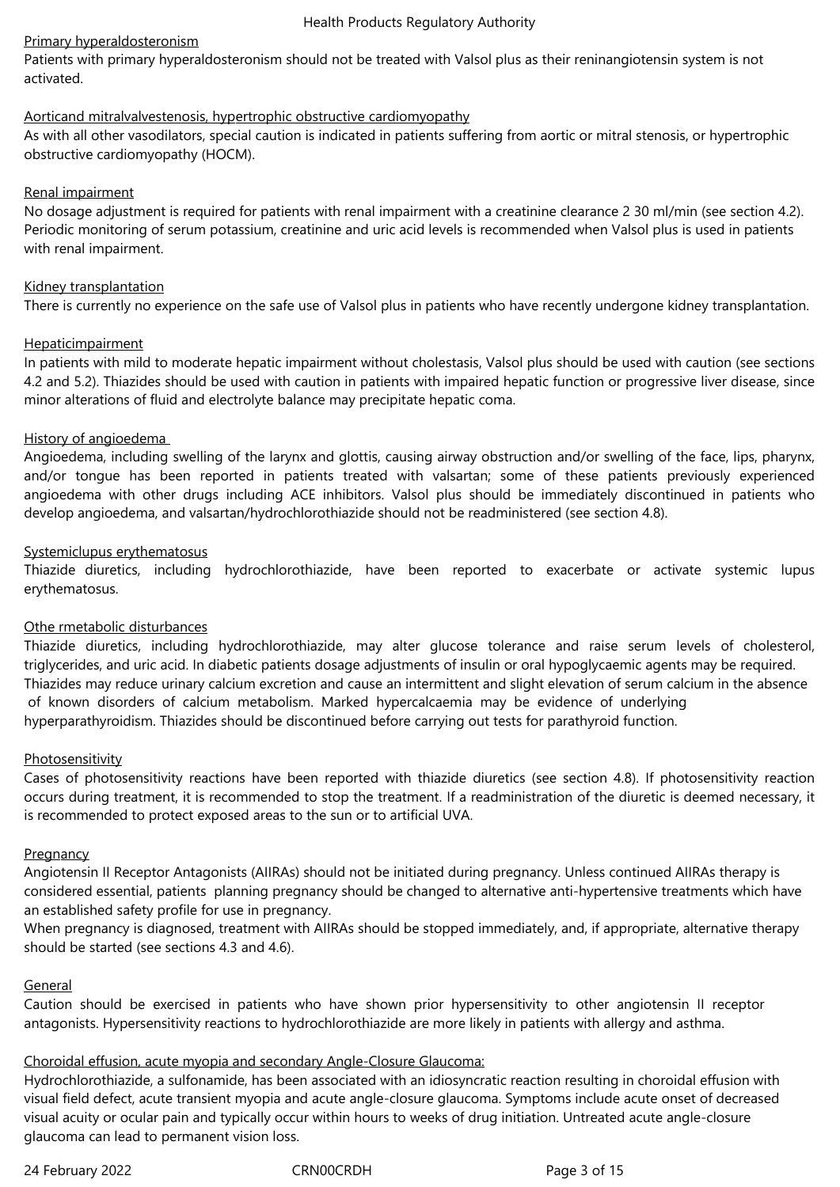Primary hyperaldosteronism

Patients with primary hyperaldosteronism should not be treated with Valsol plus as their reninangiotensin system is not activated.

Aorticand mitralvalvestenosis, hypertrophic obstructive cardiomyopathy

As with all other vasodilators, special caution is indicated in patients suffering from aortic or mitral stenosis, or hypertrophic obstructive cardiomyopathy (HOCM).

Renal impairment

No dosage adjustment is required for patients with renal impairment with a creatinine clearance 2 30 ml/min (see section 4.2). Periodic monitoring of serum potassium, creatinine and uric acid levels is recommended when Valsol plus is used in patients with renal impairment.

Kidney transplantation

There is currently no experience on the safe use of Valsol plus in patients who have recently undergone kidney transplantation.

Hepaticimpairment

In patients with mild to moderate hepatic impairment without cholestasis, Valsol plus should be used with caution (see sections 4.2 and 5.2). Thiazides should be used with caution in patients with impaired hepatic function or progressive liver disease, since minor alterations of fluid and electrolyte balance may precipitate hepatic coma.

History of angioedema

Angioedema, including swelling of the larynx and glottis, causing airway obstruction and/or swelling of the face, lips, pharynx, and/or tongue has been reported in patients treated with valsartan; some of these patients previously experienced angioedema with other drugs including ACE inhibitors. Valsol plus should be immediately discontinued in patients who develop angioedema, and valsartan/hydrochlorothiazide should not be readministered (see section 4.8).

Systemiclupus erythematosus

Thiazide diuretics, including hydrochlorothiazide, have been reported to exacerbate or activate systemic lupus erythematosus.

Othe rmetabolic disturbances

Thiazide diuretics, including hydrochlorothiazide, may alter glucose tolerance and raise serum levels of cholesterol, triglycerides, and uric acid. In diabetic patients dosage adjustments of insulin or oral hypoglycaemic agents may be required. Thiazides may reduce urinary calcium excretion and cause an intermittent and slight elevation of serum calcium in the absence of known disorders of calcium metabolism. Marked hypercalcaemia may be evidence of underlying hyperparathyroidism. Thiazides should be discontinued before carrying out tests for parathyroid function.

Photosensitivity

Cases of photosensitivity reactions have been reported with thiazide diuretics (see section 4.8). If photosensitivity reaction occurs during treatment, it is recommended to stop the treatment. If a readministration of the diuretic is deemed necessary, it is recommended to protect exposed areas to the sun or to artificial UVA.

Pregnancy

Angiotensin II Receptor Antagonists (AIIRAs) should not be initiated during pregnancy. Unless continued AIIRAs therapy is considered essential, patients planning pregnancy should be changed to alternative anti-hypertensive treatments which have an established safety profile for use in pregnancy.
When pregnancy is diagnosed, treatment with AIIRAs should be stopped immediately, and, if appropriate, alternative therapy should be started (see sections 4.3 and 4.6).

General

Caution should be exercised in patients who have shown prior hypersensitivity to other angiotensin II receptor antagonists. Hypersensitivity reactions to hydrochlorothiazide are more likely in patients with allergy and asthma.

Choroidal effusion, acute myopia and secondary Angle-Closure Glaucoma:

Hydrochlorothiazide, a sulfonamide, has been associated with an idiosyncratic reaction resulting in choroidal effusion with visual field defect, acute transient myopia and acute angle-closure glaucoma. Symptoms include acute onset of decreased visual acuity or ocular pain and typically occur within hours to weeks of drug initiation. Untreated acute angle-closure glaucoma can lead to permanent vision loss.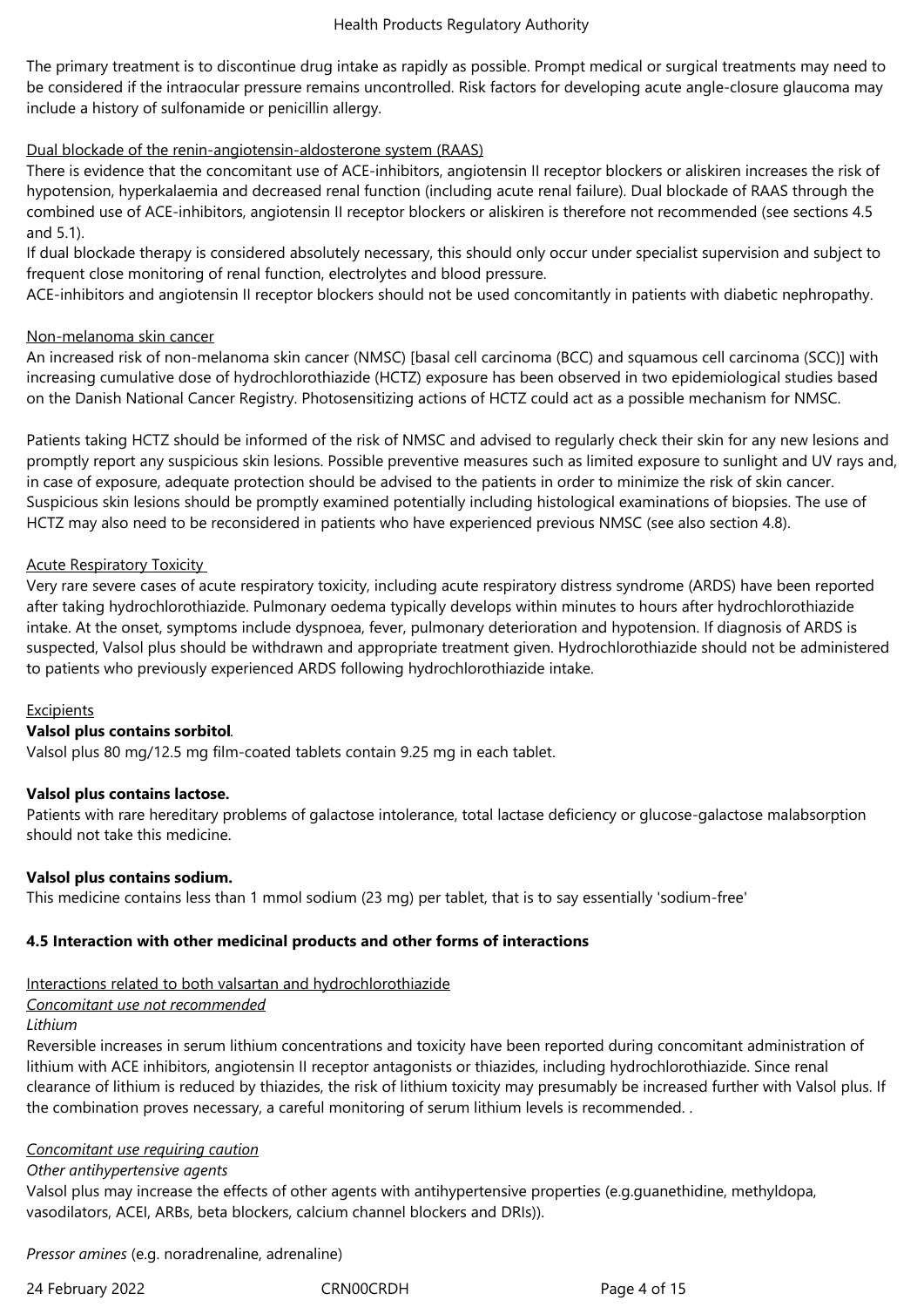The primary treatment is to discontinue drug intake as rapidly as possible. Prompt medical or surgical treatments may need to be considered if the intraocular pressure remains uncontrolled. Risk factors for developing acute angle-closure glaucoma may include a history of sulfonamide or penicillin allergy.

Dual blockade of the renin-angiotensin-aldosterone system (RAAS)

There is evidence that the concomitant use of ACE-inhibitors, angiotensin II receptor blockers or aliskiren increases the risk of hypotension, hyperkalaemia and decreased renal function (including acute renal failure). Dual blockade of RAAS through the combined use of ACE-inhibitors, angiotensin II receptor blockers or aliskiren is therefore not recommended (see sections 4.5 and 5.1).

If dual blockade therapy is considered absolutely necessary, this should only occur under specialist supervision and subject to frequent close monitoring of renal function, electrolytes and blood pressure.

ACE-inhibitors and angiotensin II receptor blockers should not be used concomitantly in patients with diabetic nephropathy.

Non-melanoma skin cancer

An increased risk of non-melanoma skin cancer (NMSC) [basal cell carcinoma (BCC) and squamous cell carcinoma (SCC)] with increasing cumulative dose of hydrochlorothiazide (HCTZ) exposure has been observed in two epidemiological studies based on the Danish National Cancer Registry. Photosensitizing actions of HCTZ could act as a possible mechanism for NMSC.

Patients taking HCTZ should be informed of the risk of NMSC and advised to regularly check their skin for any new lesions and promptly report any suspicious skin lesions. Possible preventive measures such as limited exposure to sunlight and UV rays and, in case of exposure, adequate protection should be advised to the patients in order to minimize the risk of skin cancer. Suspicious skin lesions should be promptly examined potentially including histological examinations of biopsies. The use of HCTZ may also need to be reconsidered in patients who have experienced previous NMSC (see also section 4.8).

Acute Respiratory Toxicity

Very rare severe cases of acute respiratory toxicity, including acute respiratory distress syndrome (ARDS) have been reported after taking hydrochlorothiazide. Pulmonary oedema typically develops within minutes to hours after hydrochlorothiazide intake. At the onset, symptoms include dyspnoea, fever, pulmonary deterioration and hypotension. If diagnosis of ARDS is suspected, Valsol plus should be withdrawn and appropriate treatment given. Hydrochlorothiazide should not be administered to patients who previously experienced ARDS following hydrochlorothiazide intake.

Excipients

**Valsol plus contains sorbitol**.

Valsol plus 80 mg/12.5 mg film-coated tablets contain 9.25 mg in each tablet.

**Valsol plus contains lactose.**

Patients with rare hereditary problems of galactose intolerance, total lactase deficiency or glucose-galactose malabsorption should not take this medicine.

**Valsol plus contains sodium.**

This medicine contains less than 1 mmol sodium (23 mg) per tablet, that is to say essentially 'sodium-free'

### 4.5 Interaction with other medicinal products and other forms of interactions

Interactions related to both valsartan and hydrochlorothiazide

*Concomitant use not recommended*

*Lithium*

Reversible increases in serum lithium concentrations and toxicity have been reported during concomitant administration of lithium with ACE inhibitors, angiotensin II receptor antagonists or thiazides, including hydrochlorothiazide. Since renal clearance of lithium is reduced by thiazides, the risk of lithium toxicity may presumably be increased further with Valsol plus. If the combination proves necessary, a careful monitoring of serum lithium levels is recommended. .

*Concomitant use requiring caution*

*Other antihypertensive agents*

Valsol plus may increase the effects of other agents with antihypertensive properties (e.g.guanethidine, methyldopa, vasodilators, ACEI, ARBs, beta blockers, calcium channel blockers and DRIs)).

*Pressor amines* (e.g. noradrenaline, adrenaline)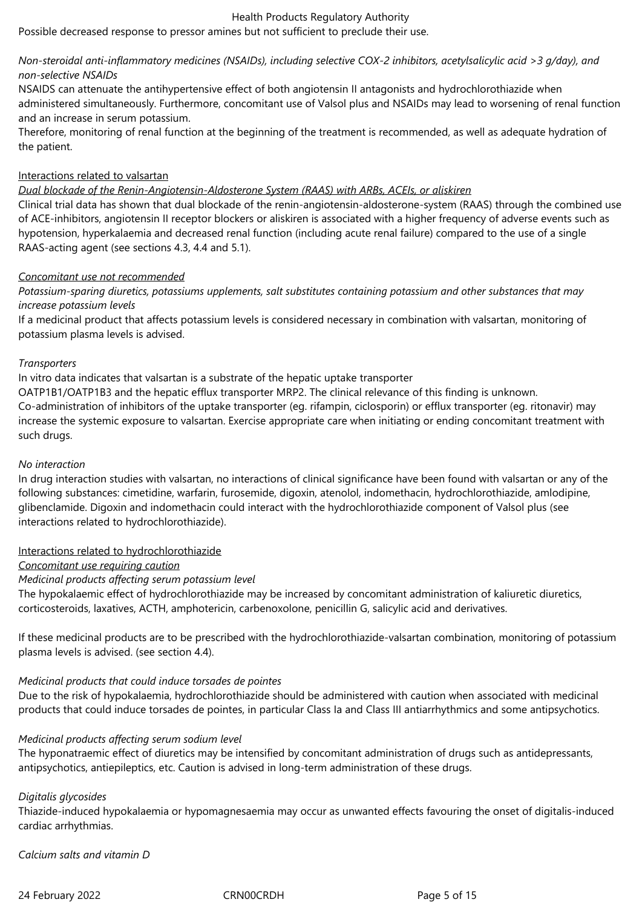Possible decreased response to pressor amines but not sufficient to preclude their use.

*Non-steroidal anti-inflammatory medicines (NSAIDs), including selective COX-2 inhibitors, acetylsalicylic acid >3 g/day), and non-selective NSAIDs*

NSAIDS can attenuate the antihypertensive effect of both angiotensin II antagonists and hydrochlorothiazide when administered simultaneously. Furthermore, concomitant use of Valsol plus and NSAIDs may lead to worsening of renal function and an increase in serum potassium.

Therefore, monitoring of renal function at the beginning of the treatment is recommended, as well as adequate hydration of the patient.

<u>Interactions related to valsartan</u>

*<u>Dual blockade of the Renin-Angiotensin-Aldosterone System (RAAS) with ARBs, ACEIs, or aliskiren</u>*

Clinical trial data has shown that dual blockade of the renin-angiotensin-aldosterone-system (RAAS) through the combined use of ACE-inhibitors, angiotensin II receptor blockers or aliskiren is associated with a higher frequency of adverse events such as hypotension, hyperkalaemia and decreased renal function (including acute renal failure) compared to the use of a single RAAS-acting agent (see sections 4.3, 4.4 and 5.1).

*<u>Concomitant use not recommended</u>*

*Potassium-sparing diuretics, potassiums upplements, salt substitutes containing potassium and other substances that may increase potassium levels*

If a medicinal product that affects potassium levels is considered necessary in combination with valsartan, monitoring of potassium plasma levels is advised.

*Transporters*

In vitro data indicates that valsartan is a substrate of the hepatic uptake transporter OATP1B1/OATP1B3 and the hepatic efflux transporter MRP2. The clinical relevance of this finding is unknown. Co-administration of inhibitors of the uptake transporter (eg. rifampin, ciclosporin) or efflux transporter (eg. ritonavir) may increase the systemic exposure to valsartan. Exercise appropriate care when initiating or ending concomitant treatment with such drugs.

*No interaction*

In drug interaction studies with valsartan, no interactions of clinical significance have been found with valsartan or any of the following substances: cimetidine, warfarin, furosemide, digoxin, atenolol, indomethacin, hydrochlorothiazide, amlodipine, glibenclamide. Digoxin and indomethacin could interact with the hydrochlorothiazide component of Valsol plus (see interactions related to hydrochlorothiazide).

<u>Interactions related to hydrochlorothiazide</u>

*<u>Concomitant use requiring caution</u>*

*Medicinal products affecting serum potassium level*

The hypokalaemic effect of hydrochlorothiazide may be increased by concomitant administration of kaliuretic diuretics, corticosteroids, laxatives, ACTH, amphotericin, carbenoxolone, penicillin G, salicylic acid and derivatives.

If these medicinal products are to be prescribed with the hydrochlorothiazide-valsartan combination, monitoring of potassium plasma levels is advised. (see section 4.4).

*Medicinal products that could induce torsades de pointes*

Due to the risk of hypokalaemia, hydrochlorothiazide should be administered with caution when associated with medicinal products that could induce torsades de pointes, in particular Class Ia and Class III antiarrhythmics and some antipsychotics.

*Medicinal products affecting serum sodium level*

The hyponatraemic effect of diuretics may be intensified by concomitant administration of drugs such as antidepressants, antipsychotics, antiepileptics, etc. Caution is advised in long-term administration of these drugs.

*Digitalis glycosides*

Thiazide-induced hypokalaemia or hypomagnesaemia may occur as unwanted effects favouring the onset of digitalis-induced cardiac arrhythmias.

*Calcium salts and vitamin D*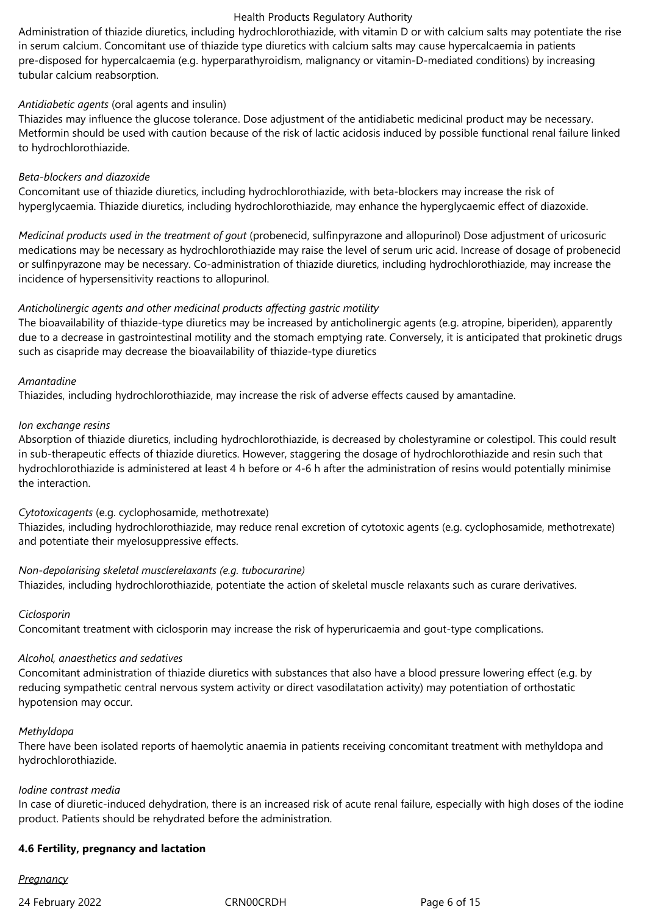Administration of thiazide diuretics, including hydrochlorothiazide, with vitamin D or with calcium salts may potentiate the rise in serum calcium. Concomitant use of thiazide type diuretics with calcium salts may cause hypercalcaemia in patients pre-disposed for hypercalcaemia (e.g. hyperparathyroidism, malignancy or vitamin-D-mediated conditions) by increasing tubular calcium reabsorption.

*Antidiabetic agents* (oral agents and insulin)
Thiazides may influence the glucose tolerance. Dose adjustment of the antidiabetic medicinal product may be necessary. Metformin should be used with caution because of the risk of lactic acidosis induced by possible functional renal failure linked to hydrochlorothiazide.

*Beta-blockers and diazoxide*
Concomitant use of thiazide diuretics, including hydrochlorothiazide, with beta-blockers may increase the risk of hyperglycaemia. Thiazide diuretics, including hydrochlorothiazide, may enhance the hyperglycaemic effect of diazoxide.

*Medicinal products used in the treatment of gout* (probenecid, sulfinpyrazone and allopurinol) Dose adjustment of uricosuric medications may be necessary as hydrochlorothiazide may raise the level of serum uric acid. Increase of dosage of probenecid or sulfinpyrazone may be necessary. Co-administration of thiazide diuretics, including hydrochlorothiazide, may increase the incidence of hypersensitivity reactions to allopurinol.

*Anticholinergic agents and other medicinal products affecting gastric motility*
The bioavailability of thiazide-type diuretics may be increased by anticholinergic agents (e.g. atropine, biperiden), apparently due to a decrease in gastrointestinal motility and the stomach emptying rate. Conversely, it is anticipated that prokinetic drugs such as cisapride may decrease the bioavailability of thiazide-type diuretics

*Amantadine*
Thiazides, including hydrochlorothiazide, may increase the risk of adverse effects caused by amantadine.

*Ion exchange resins*
Absorption of thiazide diuretics, including hydrochlorothiazide, is decreased by cholestyramine or colestipol. This could result in sub-therapeutic effects of thiazide diuretics. However, staggering the dosage of hydrochlorothiazide and resin such that hydrochlorothiazide is administered at least 4 h before or 4-6 h after the administration of resins would potentially minimise the interaction.

*Cytotoxicagents* (e.g. cyclophosamide, methotrexate)
Thiazides, including hydrochlorothiazide, may reduce renal excretion of cytotoxic agents (e.g. cyclophosamide, methotrexate) and potentiate their myelosuppressive effects.

*Non-depolarising skeletal musclerelaxants (e.g. tubocurarine)*
Thiazides, including hydrochlorothiazide, potentiate the action of skeletal muscle relaxants such as curare derivatives.

*Ciclosporin*
Concomitant treatment with ciclosporin may increase the risk of hyperuricaemia and gout-type complications.

*Alcohol, anaesthetics and sedatives*
Concomitant administration of thiazide diuretics with substances that also have a blood pressure lowering effect (e.g. by reducing sympathetic central nervous system activity or direct vasodilatation activity) may potentiation of orthostatic hypotension may occur.

*Methyldopa*
There have been isolated reports of haemolytic anaemia in patients receiving concomitant treatment with methyldopa and hydrochlorothiazide.

*Iodine contrast media*
In case of diuretic-induced dehydration, there is an increased risk of acute renal failure, especially with high doses of the iodine product. Patients should be rehydrated before the administration.

**4.6 Fertility, pregnancy and lactation**

*Pregnancy*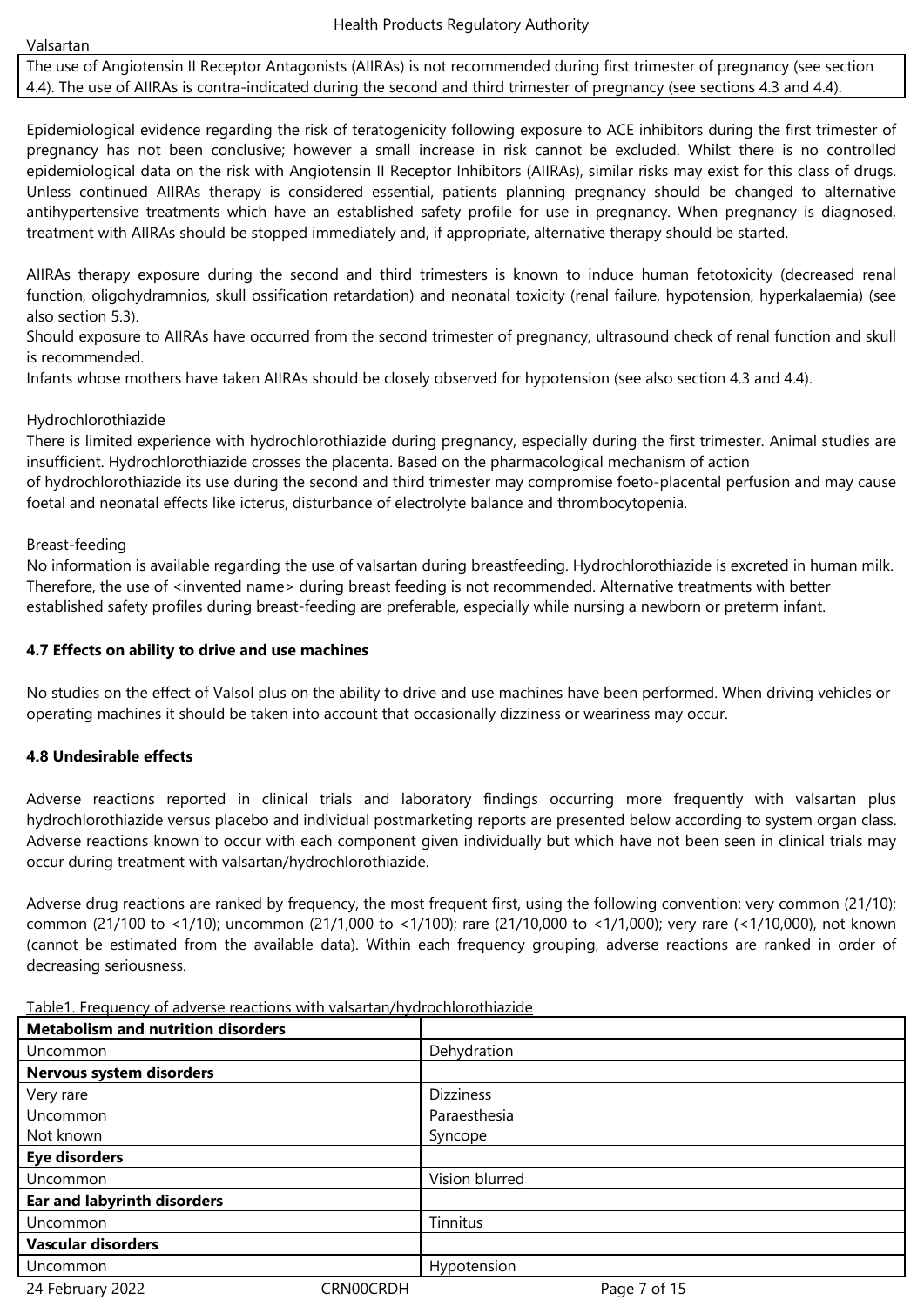Valsartan

| The use of Angiotensin II Receptor Antagonists (AIIRAs) is not recommended during first trimester of pregnancy (see section 4.4). The use of AIIRAs is contra-indicated during the second and third trimester of pregnancy (see sections 4.3 and 4.4). |
|---|

Epidemiological evidence regarding the risk of teratogenicity following exposure to ACE inhibitors during the first trimester of pregnancy has not been conclusive; however a small increase in risk cannot be excluded. Whilst there is no controlled epidemiological data on the risk with Angiotensin II Receptor Inhibitors (AIIRAs), similar risks may exist for this class of drugs. Unless continued AIIRAs therapy is considered essential, patients planning pregnancy should be changed to alternative antihypertensive treatments which have an established safety profile for use in pregnancy. When pregnancy is diagnosed, treatment with AIIRAs should be stopped immediately and, if appropriate, alternative therapy should be started.

AIIRAs therapy exposure during the second and third trimesters is known to induce human fetotoxicity (decreased renal function, oligohydramnios, skull ossification retardation) and neonatal toxicity (renal failure, hypotension, hyperkalaemia) (see also section 5.3).
Should exposure to AIIRAs have occurred from the second trimester of pregnancy, ultrasound check of renal function and skull is recommended.
Infants whose mothers have taken AIIRAs should be closely observed for hypotension (see also section 4.3 and 4.4).

Hydrochlorothiazide
There is limited experience with hydrochlorothiazide during pregnancy, especially during the first trimester. Animal studies are insufficient. Hydrochlorothiazide crosses the placenta. Based on the pharmacological mechanism of action of hydrochlorothiazide its use during the second and third trimester may compromise foeto-placental perfusion and may cause foetal and neonatal effects like icterus, disturbance of electrolyte balance and thrombocytopenia.

Breast-feeding
No information is available regarding the use of valsartan during breastfeeding. Hydrochlorothiazide is excreted in human milk. Therefore, the use of <invented name> during breast feeding is not recommended. Alternative treatments with better established safety profiles during breast-feeding are preferable, especially while nursing a newborn or preterm infant.

**4.7 Effects on ability to drive and use machines**

No studies on the effect of Valsol plus on the ability to drive and use machines have been performed. When driving vehicles or operating machines it should be taken into account that occasionally dizziness or weariness may occur.

**4.8 Undesirable effects**

Adverse reactions reported in clinical trials and laboratory findings occurring more frequently with valsartan plus hydrochlorothiazide versus placebo and individual postmarketing reports are presented below according to system organ class. Adverse reactions known to occur with each component given individually but which have not been seen in clinical trials may occur during treatment with valsartan/hydrochlorothiazide.

Adverse drug reactions are ranked by frequency, the most frequent first, using the following convention: very common (≥1/10); common (≥1/100 to <1/10); uncommon (≥1/1,000 to <1/100); rare (≥1/10,000 to <1/1,000); very rare (<1/10,000), not known (cannot be estimated from the available data). Within each frequency grouping, adverse reactions are ranked in order of decreasing seriousness.

Table1. Frequency of adverse reactions with valsartan/hydrochlorothiazide

| **Metabolism and nutrition disorders** | |
|---|---|
| Uncommon | Dehydration |
| **Nervous system disorders** | |
| Very rare | Dizziness |
| Uncommon | Paraesthesia |
| Not known | Syncope |
| **Eye disorders** | |
| Uncommon | Vision blurred |
| **Ear and labyrinth disorders** | |
| Uncommon | Tinnitus |
| **Vascular disorders** | |
| Uncommon | Hypotension |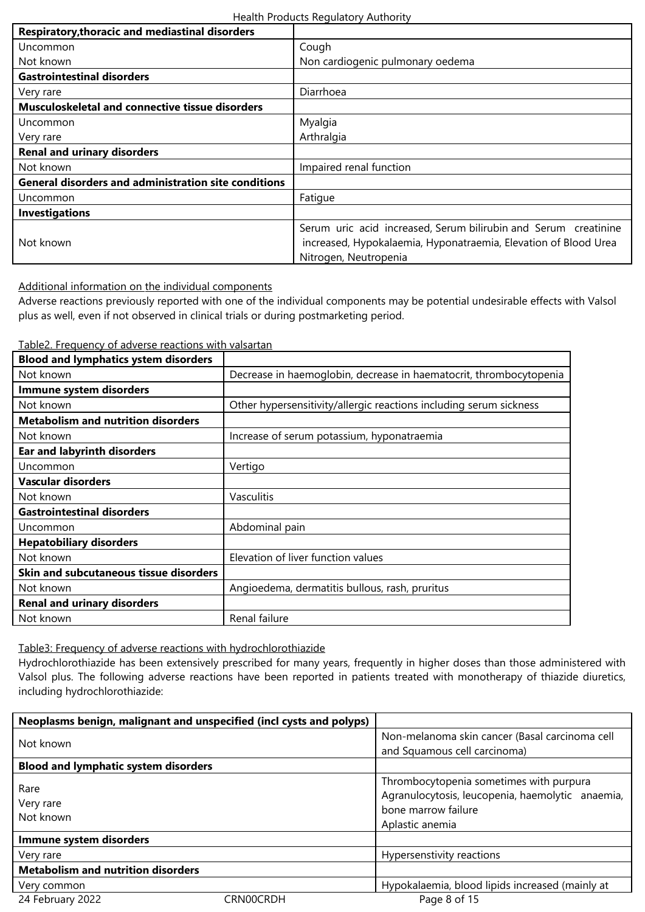| Respiratory,thoracic and mediastinal disorders | |
|---|---|
| Uncommon | Cough |
| Not known | Non cardiogenic pulmonary oedema |
| **Gastrointestinal disorders** | |
| Very rare | Diarrhoea |
| **Musculoskeletal and connective tissue disorders** | |
| Uncommon | Myalgia |
| Very rare | Arthralgia |
| **Renal and urinary disorders** | |
| Not known | Impaired renal function |
| **General disorders and administration site conditions** | |
| Uncommon | Fatigue |
| **Investigations** | |
| Not known | Serum uric acid increased, Serum bilirubin and Serum creatinine increased, Hypokalaemia, Hyponatraemia, Elevation of Blood Urea Nitrogen, Neutropenia |

Additional information on the individual components

Adverse reactions previously reported with one of the individual components may be potential undesirable effects with Valsol plus as well, even if not observed in clinical trials or during postmarketing period.

Table2. Frequency of adverse reactions with valsartan

| Blood and lymphatics ystem disorders | |
|---|---|
| Not known | Decrease in haemoglobin, decrease in haematocrit, thrombocytopenia |
| **Immune system disorders** | |
| Not known | Other hypersensitivity/allergic reactions including serum sickness |
| **Metabolism and nutrition disorders** | |
| Not known | Increase of serum potassium, hyponatraemia |
| **Ear and labyrinth disorders** | |
| Uncommon | Vertigo |
| **Vascular disorders** | |
| Not known | Vasculitis |
| **Gastrointestinal disorders** | |
| Uncommon | Abdominal pain |
| **Hepatobiliary disorders** | |
| Not known | Elevation of liver function values |
| **Skin and subcutaneous tissue disorders** | |
| Not known | Angioedema, dermatitis bullous, rash, pruritus |
| **Renal and urinary disorders** | |
| Not known | Renal failure |

Table3: Frequency of adverse reactions with hydrochlorothiazide

Hydrochlorothiazide has been extensively prescribed for many years, frequently in higher doses than those administered with Valsol plus. The following adverse reactions have been reported in patients treated with monotherapy of thiazide diuretics, including hydrochlorothiazide:

| Neoplasms benign, malignant and unspecified (incl cysts and polyps) | |
|---|---|
| Not known | Non-melanoma skin cancer (Basal carcinoma cell and Squamous cell carcinoma) |
| **Blood and lymphatic system disorders** | |
| Rare<br>Very rare<br>Not known | Thrombocytopenia sometimes with purpura<br>Agranulocytosis, leucopenia, haemolytic anaemia, bone marrow failure<br>Aplastic anemia |
| **Immune system disorders** | |
| Very rare | Hypersenstivity reactions |
| **Metabolism and nutrition disorders** | |
| Very common | Hypokalaemia, blood lipids increased (mainly at |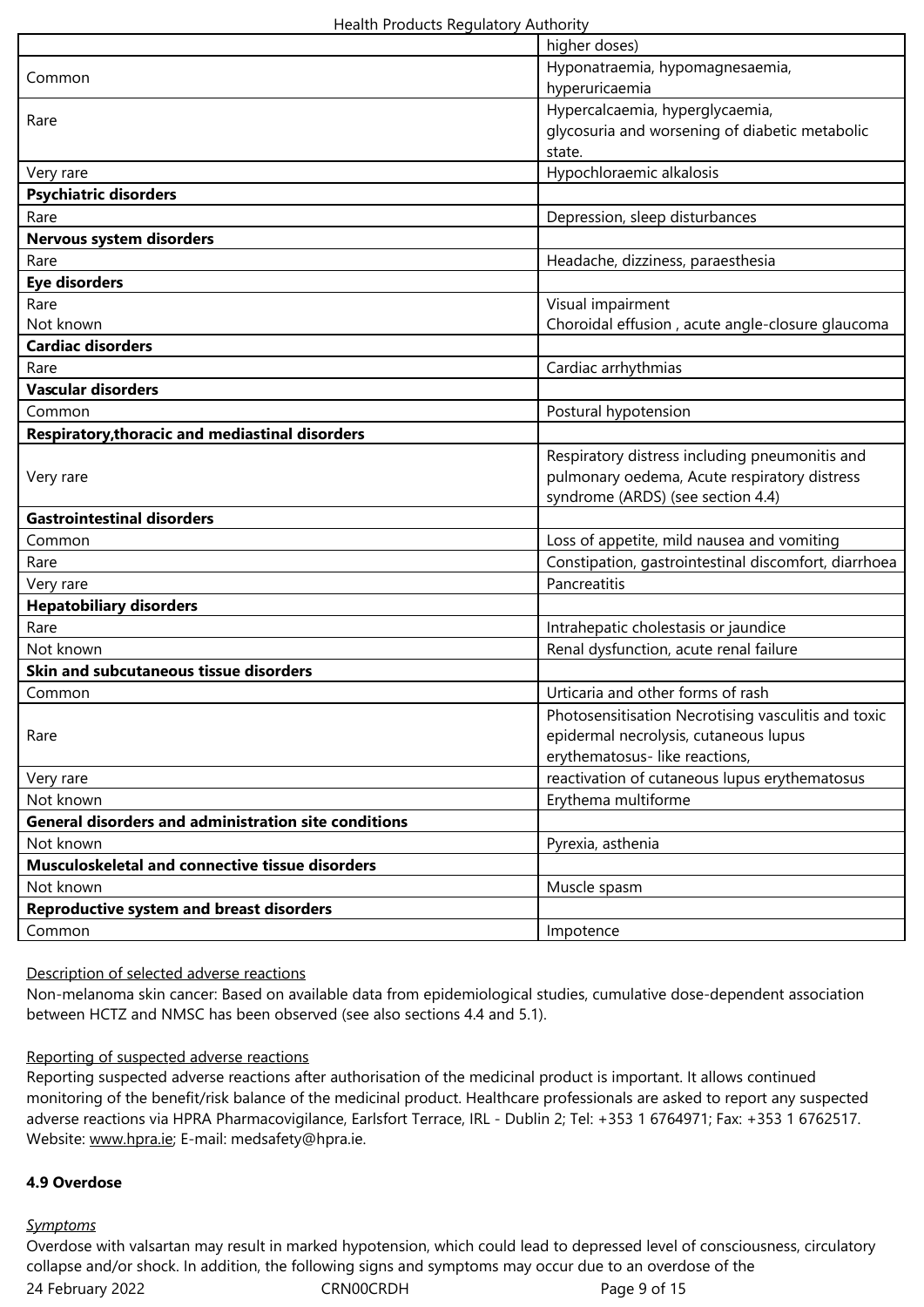| | |
|---|---|
| | higher doses) |
| Common | Hyponatraemia, hypomagnesaemia, hyperuricaemia |
| Rare | Hypercalcaemia, hyperglycaemia, glycosuria and worsening of diabetic metabolic state. |
| Very rare | Hypochloraemic alkalosis |
| **Psychiatric disorders** | |
| Rare | Depression, sleep disturbances |
| **Nervous system disorders** | |
| Rare | Headache, dizziness, paraesthesia |
| **Eye disorders** | |
| Rare<br>Not known | Visual impairment<br>Choroidal effusion , acute angle-closure glaucoma |
| **Cardiac disorders** | |
| Rare | Cardiac arrhythmias |
| **Vascular disorders** | |
| Common | Postural hypotension |
| **Respiratory,thoracic and mediastinal disorders** | |
| Very rare | Respiratory distress including pneumonitis and pulmonary oedema, Acute respiratory distress syndrome (ARDS) (see section 4.4) |
| **Gastrointestinal disorders** | |
| Common | Loss of appetite, mild nausea and vomiting |
| Rare | Constipation, gastrointestinal discomfort, diarrhoea |
| Very rare | Pancreatitis |
| **Hepatobiliary disorders** | |
| Rare | Intrahepatic cholestasis or jaundice |
| Not known | Renal dysfunction, acute renal failure |
| **Skin and subcutaneous tissue disorders** | |
| Common | Urticaria and other forms of rash |
| Rare | Photosensitisation Necrotising vasculitis and toxic epidermal necrolysis, cutaneous lupus erythematosus- like reactions, |
| Very rare | reactivation of cutaneous lupus erythematosus |
| Not known | Erythema multiforme |
| **General disorders and administration site conditions** | |
| Not known | Pyrexia, asthenia |
| **Musculoskeletal and connective tissue disorders** | |
| Not known | Muscle spasm |
| **Reproductive system and breast disorders** | |
| Common | Impotence |

Description of selected adverse reactions

Non-melanoma skin cancer: Based on available data from epidemiological studies, cumulative dose-dependent association between HCTZ and NMSC has been observed (see also sections 4.4 and 5.1).

Reporting of suspected adverse reactions

Reporting suspected adverse reactions after authorisation of the medicinal product is important. It allows continued monitoring of the benefit/risk balance of the medicinal product. Healthcare professionals are asked to report any suspected adverse reactions via HPRA Pharmacovigilance, Earlsfort Terrace, IRL - Dublin 2; Tel: +353 1 6764971; Fax: +353 1 6762517. Website: www.hpra.ie; E-mail: medsafety@hpra.ie.

**4.9 Overdose**

*Symptoms*

Overdose with valsartan may result in marked hypotension, which could lead to depressed level of consciousness, circulatory collapse and/or shock. In addition, the following signs and symptoms may occur due to an overdose of the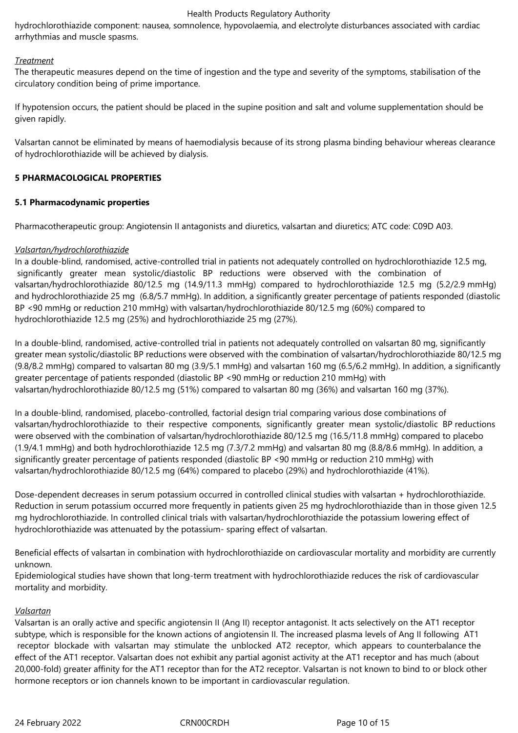hydrochlorothiazide component: nausea, somnolence, hypovolaemia, and electrolyte disturbances associated with cardiac arrhythmias and muscle spasms.

*Treatment*

The therapeutic measures depend on the time of ingestion and the type and severity of the symptoms, stabilisation of the circulatory condition being of prime importance.

If hypotension occurs, the patient should be placed in the supine position and salt and volume supplementation should be given rapidly.

Valsartan cannot be eliminated by means of haemodialysis because of its strong plasma binding behaviour whereas clearance of hydrochlorothiazide will be achieved by dialysis.

## 5 PHARMACOLOGICAL PROPERTIES

### 5.1 Pharmacodynamic properties

Pharmacotherapeutic group: Angiotensin II antagonists and diuretics, valsartan and diuretics; ATC code: C09D A03.

*Valsartan/hydrochlorothiazide*

In a double-blind, randomised, active-controlled trial in patients not adequately controlled on hydrochlorothiazide 12.5 mg, significantly greater mean systolic/diastolic BP reductions were observed with the combination of valsartan/hydrochlorothiazide 80/12.5 mg (14.9/11.3 mmHg) compared to hydrochlorothiazide 12.5 mg (5.2/2.9 mmHg) and hydrochlorothiazide 25 mg (6.8/5.7 mmHg). In addition, a significantly greater percentage of patients responded (diastolic BP <90 mmHg or reduction 210 mmHg) with valsartan/hydrochlorothiazide 80/12.5 mg (60%) compared to hydrochlorothiazide 12.5 mg (25%) and hydrochlorothiazide 25 mg (27%).

In a double-blind, randomised, active-controlled trial in patients not adequately controlled on valsartan 80 mg, significantly greater mean systolic/diastolic BP reductions were observed with the combination of valsartan/hydrochlorothiazide 80/12.5 mg (9.8/8.2 mmHg) compared to valsartan 80 mg (3.9/5.1 mmHg) and valsartan 160 mg (6.5/6.2 mmHg). In addition, a significantly greater percentage of patients responded (diastolic BP <90 mmHg or reduction 210 mmHg) with valsartan/hydrochlorothiazide 80/12.5 mg (51%) compared to valsartan 80 mg (36%) and valsartan 160 mg (37%).

In a double-blind, randomised, placebo-controlled, factorial design trial comparing various dose combinations of valsartan/hydrochlorothiazide to their respective components, significantly greater mean systolic/diastolic BP reductions were observed with the combination of valsartan/hydrochlorothiazide 80/12.5 mg (16.5/11.8 mmHg) compared to placebo (1.9/4.1 mmHg) and both hydrochlorothiazide 12.5 mg (7.3/7.2 mmHg) and valsartan 80 mg (8.8/8.6 mmHg). In addition, a significantly greater percentage of patients responded (diastolic BP <90 mmHg or reduction 210 mmHg) with valsartan/hydrochlorothiazide 80/12.5 mg (64%) compared to placebo (29%) and hydrochlorothiazide (41%).

Dose-dependent decreases in serum potassium occurred in controlled clinical studies with valsartan + hydrochlorothiazide. Reduction in serum potassium occurred more frequently in patients given 25 mg hydrochlorothiazide than in those given 12.5 mg hydrochlorothiazide. In controlled clinical trials with valsartan/hydrochlorothiazide the potassium lowering effect of hydrochlorothiazide was attenuated by the potassium- sparing effect of valsartan.

Beneficial effects of valsartan in combination with hydrochlorothiazide on cardiovascular mortality and morbidity are currently unknown.
Epidemiological studies have shown that long-term treatment with hydrochlorothiazide reduces the risk of cardiovascular mortality and morbidity.

*Valsartan*

Valsartan is an orally active and specific angiotensin II (Ang II) receptor antagonist. It acts selectively on the AT1 receptor subtype, which is responsible for the known actions of angiotensin II. The increased plasma levels of Ang II following AT1 receptor blockade with valsartan may stimulate the unblocked AT2 receptor, which appears to counterbalance the effect of the AT1 receptor. Valsartan does not exhibit any partial agonist activity at the AT1 receptor and has much (about 20,000-fold) greater affinity for the AT1 receptor than for the AT2 receptor. Valsartan is not known to bind to or block other hormone receptors or ion channels known to be important in cardiovascular regulation.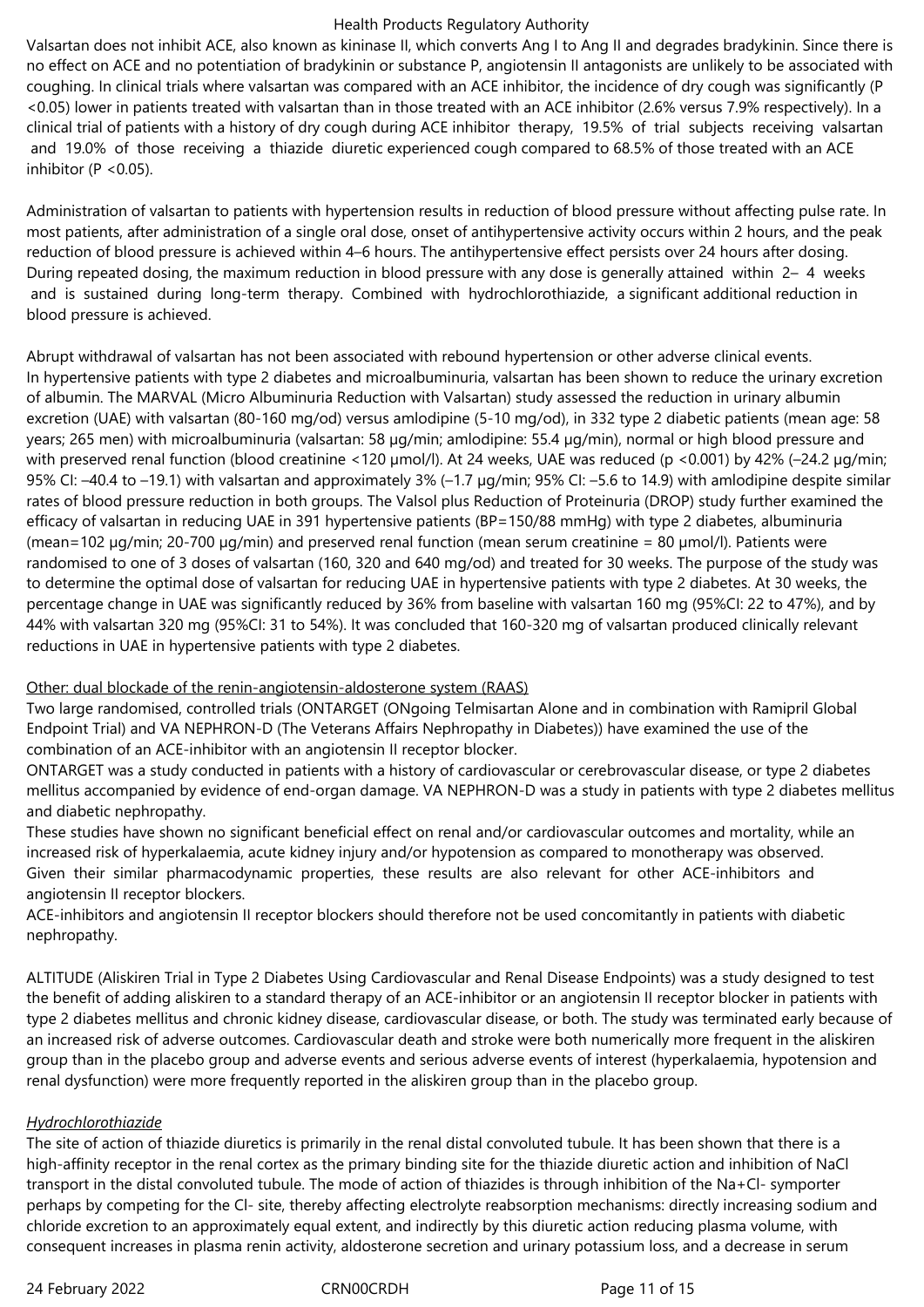Valsartan does not inhibit ACE, also known as kininase II, which converts Ang I to Ang II and degrades bradykinin. Since there is no effect on ACE and no potentiation of bradykinin or substance P, angiotensin II antagonists are unlikely to be associated with coughing. In clinical trials where valsartan was compared with an ACE inhibitor, the incidence of dry cough was significantly ($P < 0.05$) lower in patients treated with valsartan than in those treated with an ACE inhibitor (2.6% versus 7.9% respectively). In a clinical trial of patients with a history of dry cough during ACE inhibitor therapy, 19.5% of trial subjects receiving valsartan and 19.0% of those receiving a thiazide diuretic experienced cough compared to 68.5% of those treated with an ACE inhibitor ($P < 0.05$).

Administration of valsartan to patients with hypertension results in reduction of blood pressure without affecting pulse rate. In most patients, after administration of a single oral dose, onset of antihypertensive activity occurs within 2 hours, and the peak reduction of blood pressure is achieved within 4–6 hours. The antihypertensive effect persists over 24 hours after dosing. During repeated dosing, the maximum reduction in blood pressure with any dose is generally attained within 2– 4 weeks and is sustained during long-term therapy. Combined with hydrochlorothiazide, a significant additional reduction in blood pressure is achieved.

Abrupt withdrawal of valsartan has not been associated with rebound hypertension or other adverse clinical events.
In hypertensive patients with type 2 diabetes and microalbuminuria, valsartan has been shown to reduce the urinary excretion of albumin. The MARVAL (Micro Albuminuria Reduction with Valsartan) study assessed the reduction in urinary albumin excretion (UAE) with valsartan (80-160 mg/od) versus amlodipine (5-10 mg/od), in 332 type 2 diabetic patients (mean age: 58 years; 265 men) with microalbuminuria (valsartan: 58 μg/min; amlodipine: 55.4 μg/min), normal or high blood pressure and with preserved renal function (blood creatinine <120 μmol/l). At 24 weeks, UAE was reduced ($p < 0.001$) by 42% (–24.2 μg/min; 95% CI: –40.4 to –19.1) with valsartan and approximately 3% (–1.7 μg/min; 95% CI: –5.6 to 14.9) with amlodipine despite similar rates of blood pressure reduction in both groups. The Valsol plus Reduction of Proteinuria (DROP) study further examined the efficacy of valsartan in reducing UAE in 391 hypertensive patients (BP=150/88 mmHg) with type 2 diabetes, albuminuria (mean=102 μg/min; 20-700 μg/min) and preserved renal function (mean serum creatinine = 80 μmol/l). Patients were randomised to one of 3 doses of valsartan (160, 320 and 640 mg/od) and treated for 30 weeks. The purpose of the study was to determine the optimal dose of valsartan for reducing UAE in hypertensive patients with type 2 diabetes. At 30 weeks, the percentage change in UAE was significantly reduced by 36% from baseline with valsartan 160 mg (95%CI: 22 to 47%), and by 44% with valsartan 320 mg (95%CI: 31 to 54%). It was concluded that 160-320 mg of valsartan produced clinically relevant reductions in UAE in hypertensive patients with type 2 diabetes.

Other: dual blockade of the renin-angiotensin-aldosterone system (RAAS)
Two large randomised, controlled trials (ONTARGET (ONgoing Telmisartan Alone and in combination with Ramipril Global Endpoint Trial) and VA NEPHRON-D (The Veterans Affairs Nephropathy in Diabetes)) have examined the use of the combination of an ACE-inhibitor with an angiotensin II receptor blocker.
ONTARGET was a study conducted in patients with a history of cardiovascular or cerebrovascular disease, or type 2 diabetes mellitus accompanied by evidence of end-organ damage. VA NEPHRON-D was a study in patients with type 2 diabetes mellitus and diabetic nephropathy.
These studies have shown no significant beneficial effect on renal and/or cardiovascular outcomes and mortality, while an increased risk of hyperkalaemia, acute kidney injury and/or hypotension as compared to monotherapy was observed.
Given their similar pharmacodynamic properties, these results are also relevant for other ACE-inhibitors and angiotensin II receptor blockers.
ACE-inhibitors and angiotensin II receptor blockers should therefore not be used concomitantly in patients with diabetic nephropathy.

ALTITUDE (Aliskiren Trial in Type 2 Diabetes Using Cardiovascular and Renal Disease Endpoints) was a study designed to test the benefit of adding aliskiren to a standard therapy of an ACE-inhibitor or an angiotensin II receptor blocker in patients with type 2 diabetes mellitus and chronic kidney disease, cardiovascular disease, or both. The study was terminated early because of an increased risk of adverse outcomes. Cardiovascular death and stroke were both numerically more frequent in the aliskiren group than in the placebo group and adverse events and serious adverse events of interest (hyperkalaemia, hypotension and renal dysfunction) were more frequently reported in the aliskiren group than in the placebo group.

*Hydrochlorothiazide*
The site of action of thiazide diuretics is primarily in the renal distal convoluted tubule. It has been shown that there is a high-affinity receptor in the renal cortex as the primary binding site for the thiazide diuretic action and inhibition of NaCl transport in the distal convoluted tubule. The mode of action of thiazides is through inhibition of the $Na^+Cl^-$ symporter perhaps by competing for the $Cl^-$ site, thereby affecting electrolyte reabsorption mechanisms: directly increasing sodium and chloride excretion to an approximately equal extent, and indirectly by this diuretic action reducing plasma volume, with consequent increases in plasma renin activity, aldosterone secretion and urinary potassium loss, and a decrease in serum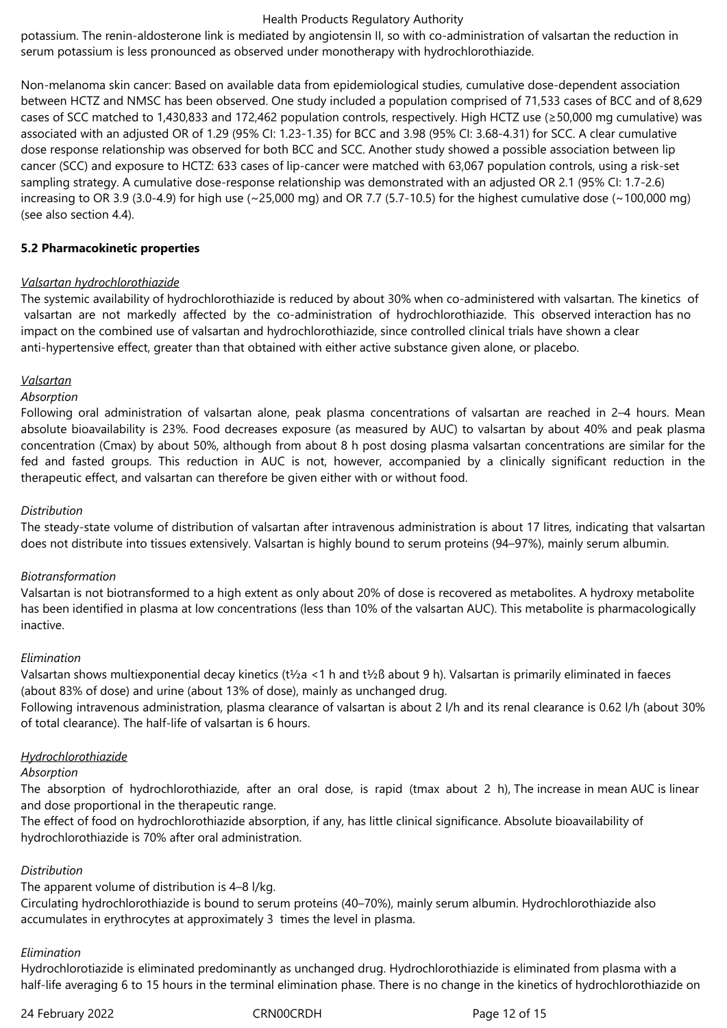potassium. The renin-aldosterone link is mediated by angiotensin II, so with co-administration of valsartan the reduction in serum potassium is less pronounced as observed under monotherapy with hydrochlorothiazide.

Non-melanoma skin cancer: Based on available data from epidemiological studies, cumulative dose-dependent association between HCTZ and NMSC has been observed. One study included a population comprised of 71,533 cases of BCC and of 8,629 cases of SCC matched to 1,430,833 and 172,462 population controls, respectively. High HCTZ use (≥50,000 mg cumulative) was associated with an adjusted OR of 1.29 (95% CI: 1.23-1.35) for BCC and 3.98 (95% CI: 3.68-4.31) for SCC. A clear cumulative dose response relationship was observed for both BCC and SCC. Another study showed a possible association between lip cancer (SCC) and exposure to HCTZ: 633 cases of lip-cancer were matched with 63,067 population controls, using a risk-set sampling strategy. A cumulative dose-response relationship was demonstrated with an adjusted OR 2.1 (95% CI: 1.7-2.6) increasing to OR 3.9 (3.0-4.9) for high use (~25,000 mg) and OR 7.7 (5.7-10.5) for the highest cumulative dose (~100,000 mg) (see also section 4.4).

**5.2 Pharmacokinetic properties**

_Valsartan hydrochlorothiazide_

The systemic availability of hydrochlorothiazide is reduced by about 30% when co-administered with valsartan. The kinetics of valsartan are not markedly affected by the co-administration of hydrochlorothiazide. This observed interaction has no impact on the combined use of valsartan and hydrochlorothiazide, since controlled clinical trials have shown a clear anti-hypertensive effect, greater than that obtained with either active substance given alone, or placebo.

_Valsartan_

*Absorption*

Following oral administration of valsartan alone, peak plasma concentrations of valsartan are reached in 2–4 hours. Mean absolute bioavailability is 23%. Food decreases exposure (as measured by AUC) to valsartan by about 40% and peak plasma concentration (Cmax) by about 50%, although from about 8 h post dosing plasma valsartan concentrations are similar for the fed and fasted groups. This reduction in AUC is not, however, accompanied by a clinically significant reduction in the therapeutic effect, and valsartan can therefore be given either with or without food.

*Distribution*

The steady-state volume of distribution of valsartan after intravenous administration is about 17 litres, indicating that valsartan does not distribute into tissues extensively. Valsartan is highly bound to serum proteins (94–97%), mainly serum albumin.

*Biotransformation*

Valsartan is not biotransformed to a high extent as only about 20% of dose is recovered as metabolites. A hydroxy metabolite has been identified in plasma at low concentrations (less than 10% of the valsartan AUC). This metabolite is pharmacologically inactive.

*Elimination*

Valsartan shows multiexponential decay kinetics (t½a <1 h and t½ß about 9 h). Valsartan is primarily eliminated in faeces (about 83% of dose) and urine (about 13% of dose), mainly as unchanged drug.
Following intravenous administration, plasma clearance of valsartan is about 2 l/h and its renal clearance is 0.62 l/h (about 30% of total clearance). The half-life of valsartan is 6 hours.

_Hydrochlorothiazide_

*Absorption*

The absorption of hydrochlorothiazide, after an oral dose, is rapid (tmax about 2 h), The increase in mean AUC is linear and dose proportional in the therapeutic range.
The effect of food on hydrochlorothiazide absorption, if any, has little clinical significance. Absolute bioavailability of hydrochlorothiazide is 70% after oral administration.

*Distribution*

The apparent volume of distribution is 4–8 l/kg.
Circulating hydrochlorothiazide is bound to serum proteins (40–70%), mainly serum albumin. Hydrochlorothiazide also accumulates in erythrocytes at approximately 3 times the level in plasma.

*Elimination*

Hydrochlorotiazide is eliminated predominantly as unchanged drug. Hydrochlorothiazide is eliminated from plasma with a half-life averaging 6 to 15 hours in the terminal elimination phase. There is no change in the kinetics of hydrochlorothiazide on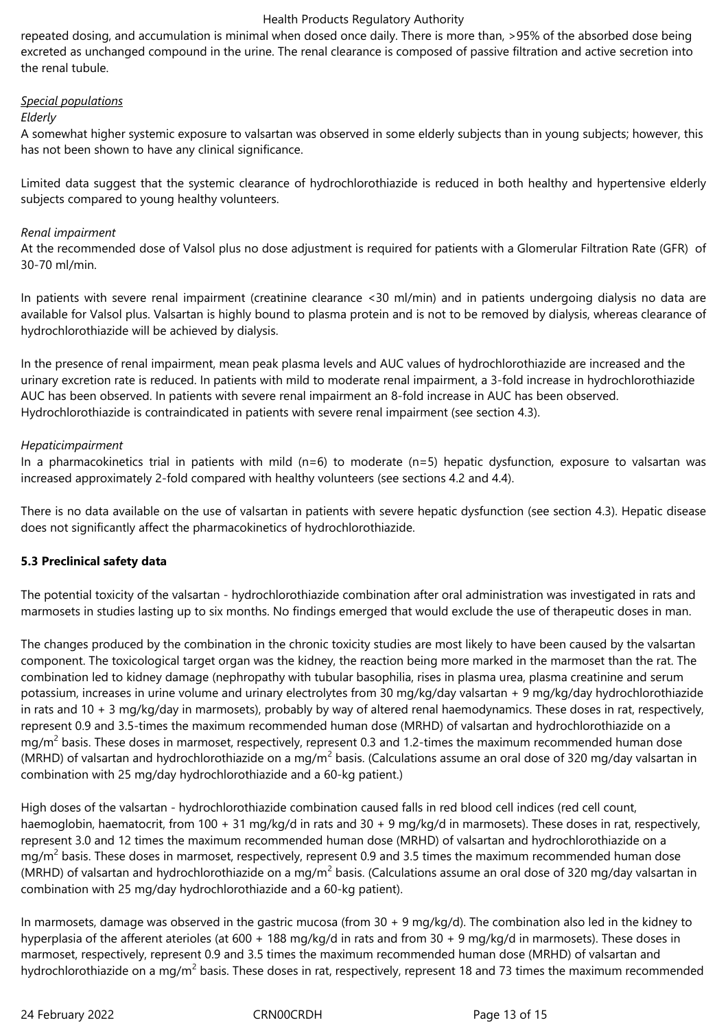repeated dosing, and accumulation is minimal when dosed once daily. There is more than, >95% of the absorbed dose being excreted as unchanged compound in the urine. The renal clearance is composed of passive filtration and active secretion into the renal tubule.

*Special populations*

*Elderly*

A somewhat higher systemic exposure to valsartan was observed in some elderly subjects than in young subjects; however, this has not been shown to have any clinical significance.

Limited data suggest that the systemic clearance of hydrochlorothiazide is reduced in both healthy and hypertensive elderly subjects compared to young healthy volunteers.

*Renal impairment*

At the recommended dose of Valsol plus no dose adjustment is required for patients with a Glomerular Filtration Rate (GFR) of 30-70 ml/min.

In patients with severe renal impairment (creatinine clearance <30 ml/min) and in patients undergoing dialysis no data are available for Valsol plus. Valsartan is highly bound to plasma protein and is not to be removed by dialysis, whereas clearance of hydrochlorothiazide will be achieved by dialysis.

In the presence of renal impairment, mean peak plasma levels and AUC values of hydrochlorothiazide are increased and the urinary excretion rate is reduced. In patients with mild to moderate renal impairment, a 3-fold increase in hydrochlorothiazide AUC has been observed. In patients with severe renal impairment an 8-fold increase in AUC has been observed. Hydrochlorothiazide is contraindicated in patients with severe renal impairment (see section 4.3).

*Hepaticimpairment*

In a pharmacokinetics trial in patients with mild (n=6) to moderate (n=5) hepatic dysfunction, exposure to valsartan was increased approximately 2-fold compared with healthy volunteers (see sections 4.2 and 4.4).

There is no data available on the use of valsartan in patients with severe hepatic dysfunction (see section 4.3). Hepatic disease does not significantly affect the pharmacokinetics of hydrochlorothiazide.

**5.3 Preclinical safety data**

The potential toxicity of the valsartan - hydrochlorothiazide combination after oral administration was investigated in rats and marmosets in studies lasting up to six months. No findings emerged that would exclude the use of therapeutic doses in man.

The changes produced by the combination in the chronic toxicity studies are most likely to have been caused by the valsartan component. The toxicological target organ was the kidney, the reaction being more marked in the marmoset than the rat. The combination led to kidney damage (nephropathy with tubular basophilia, rises in plasma urea, plasma creatinine and serum potassium, increases in urine volume and urinary electrolytes from 30 mg/kg/day valsartan + 9 mg/kg/day hydrochlorothiazide in rats and 10 + 3 mg/kg/day in marmosets), probably by way of altered renal haemodynamics. These doses in rat, respectively, represent 0.9 and 3.5-times the maximum recommended human dose (MRHD) of valsartan and hydrochlorothiazide on a mg/m$^2$ basis. These doses in marmoset, respectively, represent 0.3 and 1.2-times the maximum recommended human dose (MRHD) of valsartan and hydrochlorothiazide on a mg/m$^2$ basis. (Calculations assume an oral dose of 320 mg/day valsartan in combination with 25 mg/day hydrochlorothiazide and a 60-kg patient.)

High doses of the valsartan - hydrochlorothiazide combination caused falls in red blood cell indices (red cell count, haemoglobin, haematocrit, from 100 + 31 mg/kg/d in rats and 30 + 9 mg/kg/d in marmosets). These doses in rat, respectively, represent 3.0 and 12 times the maximum recommended human dose (MRHD) of valsartan and hydrochlorothiazide on a mg/m$^2$ basis. These doses in marmoset, respectively, represent 0.9 and 3.5 times the maximum recommended human dose (MRHD) of valsartan and hydrochlorothiazide on a mg/m$^2$ basis. (Calculations assume an oral dose of 320 mg/day valsartan in combination with 25 mg/day hydrochlorothiazide and a 60-kg patient).

In marmosets, damage was observed in the gastric mucosa (from 30 + 9 mg/kg/d). The combination also led in the kidney to hyperplasia of the afferent arterioles (at 600 + 188 mg/kg/d in rats and from 30 + 9 mg/kg/d in marmosets). These doses in marmoset, respectively, represent 0.9 and 3.5 times the maximum recommended human dose (MRHD) of valsartan and hydrochlorothiazide on a mg/m$^2$ basis. These doses in rat, respectively, represent 18 and 73 times the maximum recommended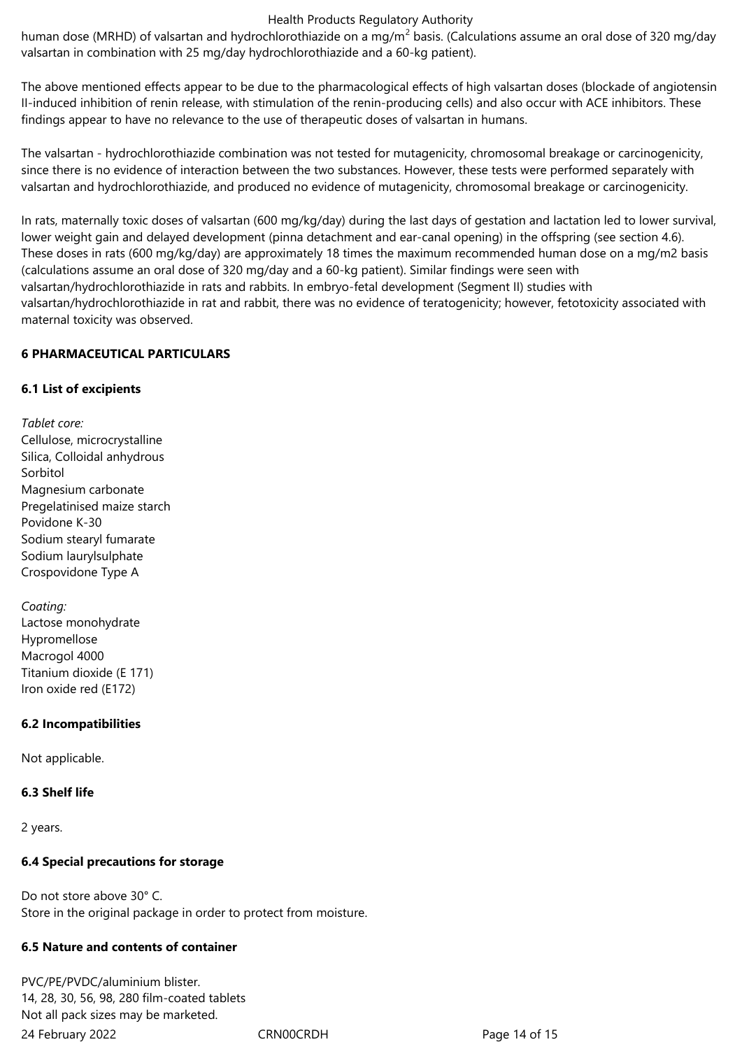human dose (MRHD) of valsartan and hydrochlorothiazide on a mg/$m^2$ basis. (Calculations assume an oral dose of 320 mg/day valsartan in combination with 25 mg/day hydrochlorothiazide and a 60-kg patient).

The above mentioned effects appear to be due to the pharmacological effects of high valsartan doses (blockade of angiotensin II-induced inhibition of renin release, with stimulation of the renin-producing cells) and also occur with ACE inhibitors. These findings appear to have no relevance to the use of therapeutic doses of valsartan in humans.

The valsartan - hydrochlorothiazide combination was not tested for mutagenicity, chromosomal breakage or carcinogenicity, since there is no evidence of interaction between the two substances. However, these tests were performed separately with valsartan and hydrochlorothiazide, and produced no evidence of mutagenicity, chromosomal breakage or carcinogenicity.

In rats, maternally toxic doses of valsartan (600 mg/kg/day) during the last days of gestation and lactation led to lower survival, lower weight gain and delayed development (pinna detachment and ear-canal opening) in the offspring (see section 4.6). These doses in rats (600 mg/kg/day) are approximately 18 times the maximum recommended human dose on a mg/m2 basis (calculations assume an oral dose of 320 mg/day and a 60-kg patient). Similar findings were seen with valsartan/hydrochlorothiazide in rats and rabbits. In embryo-fetal development (Segment II) studies with valsartan/hydrochlorothiazide in rat and rabbit, there was no evidence of teratogenicity; however, fetotoxicity associated with maternal toxicity was observed.

# 6 PHARMACEUTICAL PARTICULARS

## 6.1 List of excipients

*Tablet core:*
Cellulose, microcrystalline
Silica, Colloidal anhydrous
Sorbitol
Magnesium carbonate
Pregelatinised maize starch
Povidone K-30
Sodium stearyl fumarate
Sodium laurylsulphate
Crospovidone Type A

*Coating:*
Lactose monohydrate
Hypromellose
Macrogol 4000
Titanium dioxide (E 171)
Iron oxide red (E172)

## 6.2 Incompatibilities

Not applicable.

## 6.3 Shelf life

2 years.

## 6.4 Special precautions for storage

Do not store above 30° C.
Store in the original package in order to protect from moisture.

## 6.5 Nature and contents of container

PVC/PE/PVDC/aluminium blister.
14, 28, 30, 56, 98, 280 film-coated tablets
Not all pack sizes may be marketed.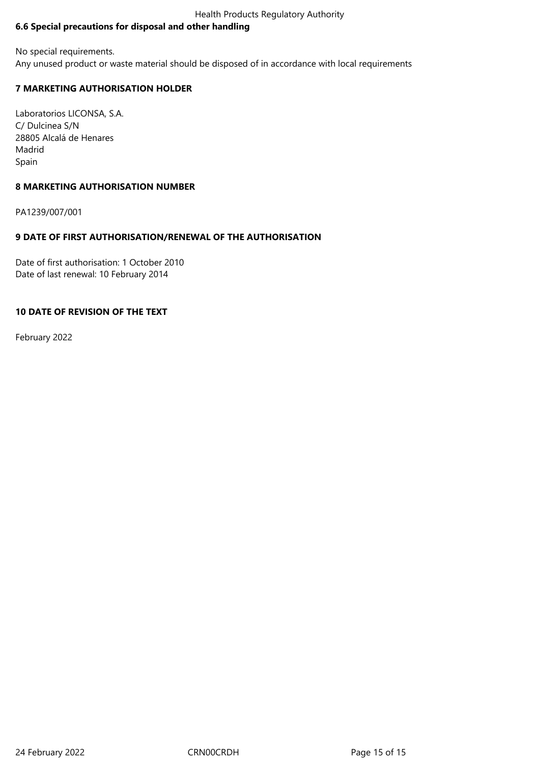### 6.6 Special precautions for disposal and other handling

No special requirements.
Any unused product or waste material should be disposed of in accordance with local requirements

## 7 MARKETING AUTHORISATION HOLDER

Laboratorios LICONSA, S.A.
C/ Dulcinea S/N
28805 Alcalá de Henares
Madrid
Spain

## 8 MARKETING AUTHORISATION NUMBER

PA1239/007/001

## 9 DATE OF FIRST AUTHORISATION/RENEWAL OF THE AUTHORISATION

Date of first authorisation: 1 October 2010
Date of last renewal: 10 February 2014

## 10 DATE OF REVISION OF THE TEXT

February 2022